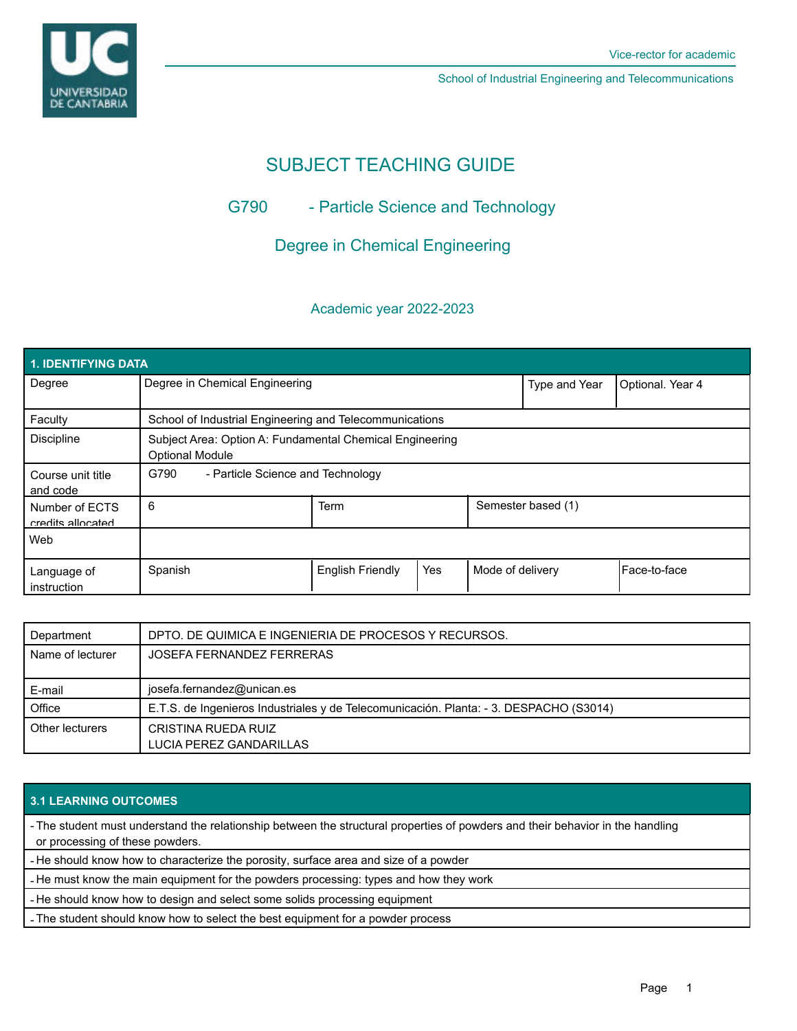Vice-rector for academic

School of Industrial Engineering and Telecommunications

# SUBJECT TEACHING GUIDE

## G790 - Particle Science and Technology

## Degree in Chemical Engineering

### Academic year 2022-2023

| 1. IDENTIFYING DATA | | | | | |
|---|---|---|---|---|---|
| Degree | Degree in Chemical Engineering | | | Type and Year | Optional. Year 4 |
| Faculty | School of Industrial Engineering and Telecommunications | | | | |
| Discipline | Subject Area: Option A: Fundamental Chemical Engineering<br>Optional Module | | | | |
| Course unit title and code | G790 - Particle Science and Technology | | | | |
| Number of ECTS credits allocated | 6 | Term | | Semester based (1) | |
| Web | | | | | |
| Language of instruction | Spanish | English Friendly | Yes | Mode of delivery | Face-to-face |

| | |
|---|---|
| Department | DPTO. DE QUIMICA E INGENIERIA DE PROCESOS Y RECURSOS. |
| Name of lecturer | JOSEFA FERNANDEZ FERRERAS |
| E-mail | josefa.fernandez@unican.es |
| Office | E.T.S. de Ingenieros Industriales y de Telecomunicación. Planta: - 3. DESPACHO (S3014) |
| Other lecturers | CRISTINA RUEDA RUIZ<br>LUCIA PEREZ GANDARILLAS |

| 3.1 LEARNING OUTCOMES |
|---|
| - The student must understand the relationship between the structural properties of powders and their behavior in the handling or processing of these powders. |
| - He should know how to characterize the porosity, surface area and size of a powder |
| - He must know the main equipment for the powders processing: types and how they work |
| - He should know how to design and select some solids processing equipment |
| - The student should know how to select the best equipment for a powder process |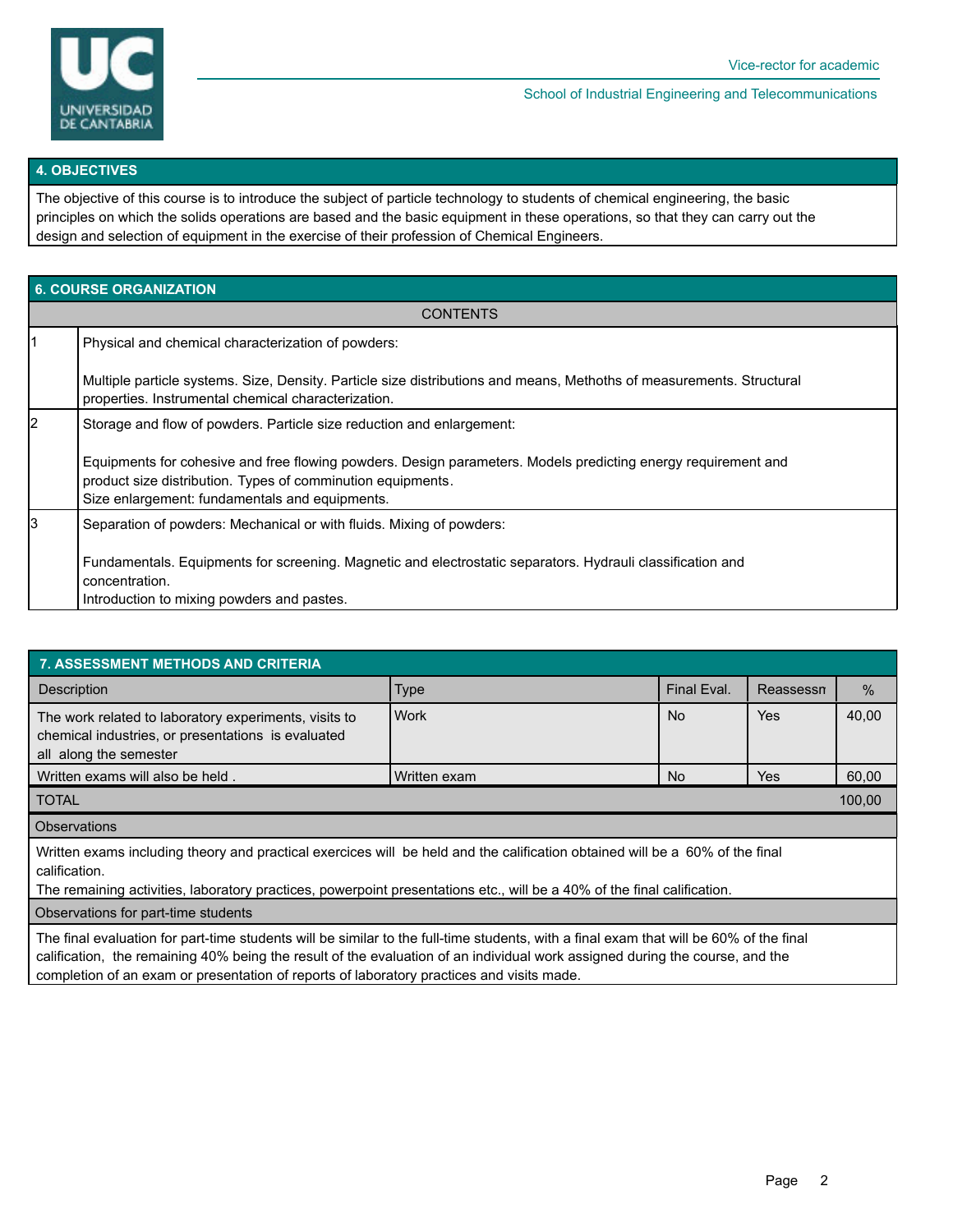## 4. OBJECTIVES

The objective of this course is to introduce the subject of particle technology to students of chemical engineering, the basic principles on which the solids operations are based and the basic equipment in these operations, so that they can carry out the design and selection of equipment in the exercise of their profession of Chemical Engineers.

## 6. COURSE ORGANIZATION

| | CONTENTS |
|---|---|
| 1 | Physical and chemical characterization of powders:<br><br>Multiple particle systems. Size, Density. Particle size distributions and means, Methoths of measurements. Structural properties. Instrumental chemical characterization. |
| 2 | Storage and flow of powders. Particle size reduction and enlargement:<br><br>Equipments for cohesive and free flowing powders. Design parameters. Models predicting energy requirement and product size distribution. Types of comminution equipments.<br>Size enlargement: fundamentals and equipments. |
| 3 | Separation of powders: Mechanical or with fluids. Mixing of powders:<br><br>Fundamentals. Equipments for screening. Magnetic and electrostatic separators. Hydrauli classification and concentration.<br>Introduction to mixing powders and pastes. |

## 7. ASSESSMENT METHODS AND CRITERIA

| Description | Type | Final Eval. | Reassessn | % |
|---|---|---|---|---|
| The work related to laboratory experiments, visits to chemical industries, or presentations is evaluated all along the semester | Work | No | Yes | 40,00 |
| Written exams will also be held . | Written exam | No | Yes | 60,00 |
| TOTAL | | | | 100,00 |

**Observations**

Written exams including theory and practical exercices will be held and the calification obtained will be a 60% of the final calification.
The remaining activities, laboratory practices, powerpoint presentations etc., will be a 40% of the final calification.

**Observations for part-time students**

The final evaluation for part-time students will be similar to the full-time students, with a final exam that will be 60% of the final calification, the remaining 40% being the result of the evaluation of an individual work assigned during the course, and the completion of an exam or presentation of reports of laboratory practices and visits made.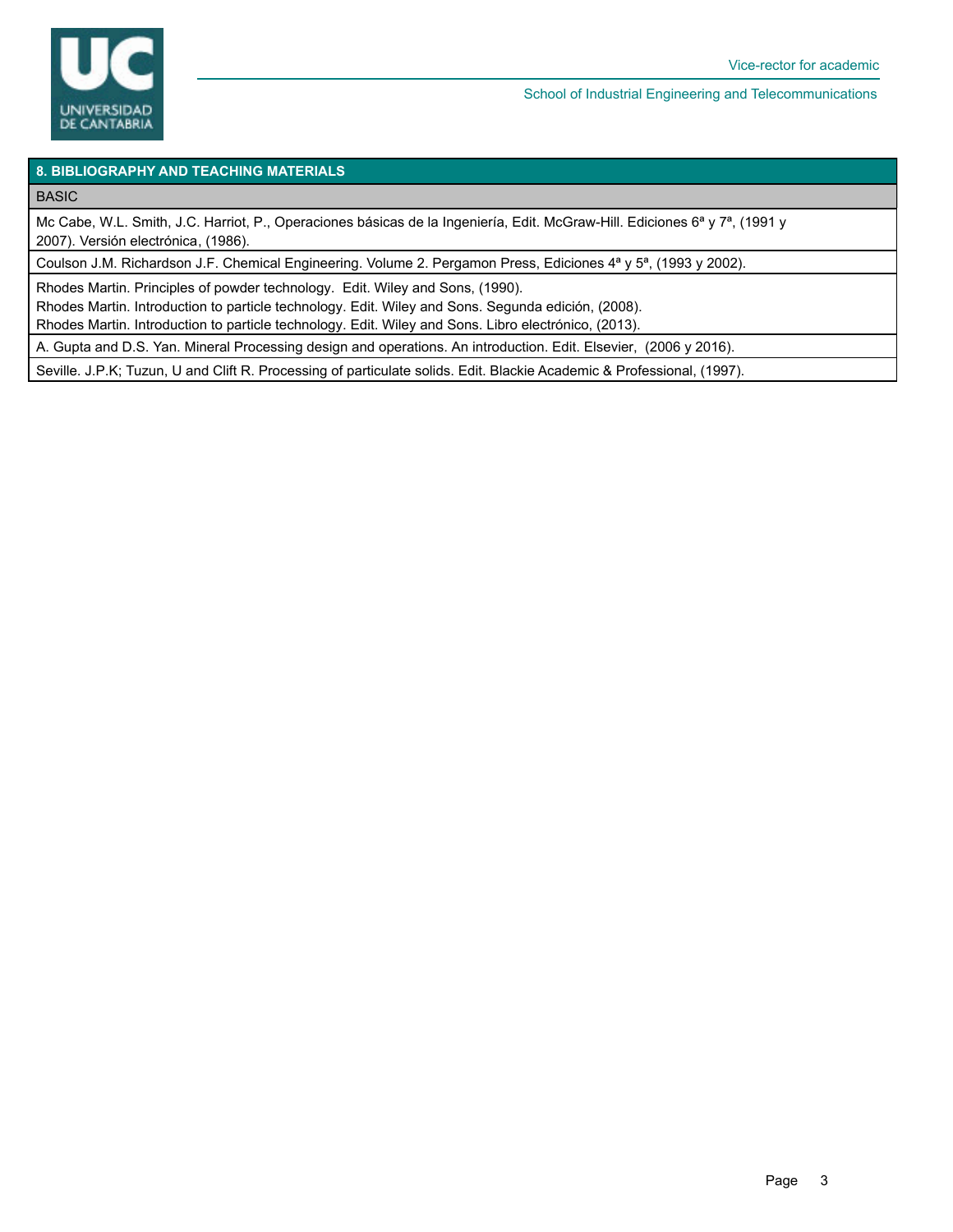## 8. BIBLIOGRAPHY AND TEACHING MATERIALS

### BASIC

Mc Cabe, W.L. Smith, J.C. Harriot, P., Operaciones básicas de la Ingeniería, Edit. McGraw-Hill. Ediciones 6ª y 7ª, (1991 y 2007). Versión electrónica, (1986).

Coulson J.M. Richardson J.F. Chemical Engineering. Volume 2. Pergamon Press, Ediciones 4ª y 5ª, (1993 y 2002).

Rhodes Martin. Principles of powder technology. Edit. Wiley and Sons, (1990).
Rhodes Martin. Introduction to particle technology. Edit. Wiley and Sons. Segunda edición, (2008).
Rhodes Martin. Introduction to particle technology. Edit. Wiley and Sons. Libro electrónico, (2013).

A. Gupta and D.S. Yan. Mineral Processing design and operations. An introduction. Edit. Elsevier, (2006 y 2016).

Seville. J.P.K; Tuzun, U and Clift R. Processing of particulate solids. Edit. Blackie Academic & Professional, (1997).